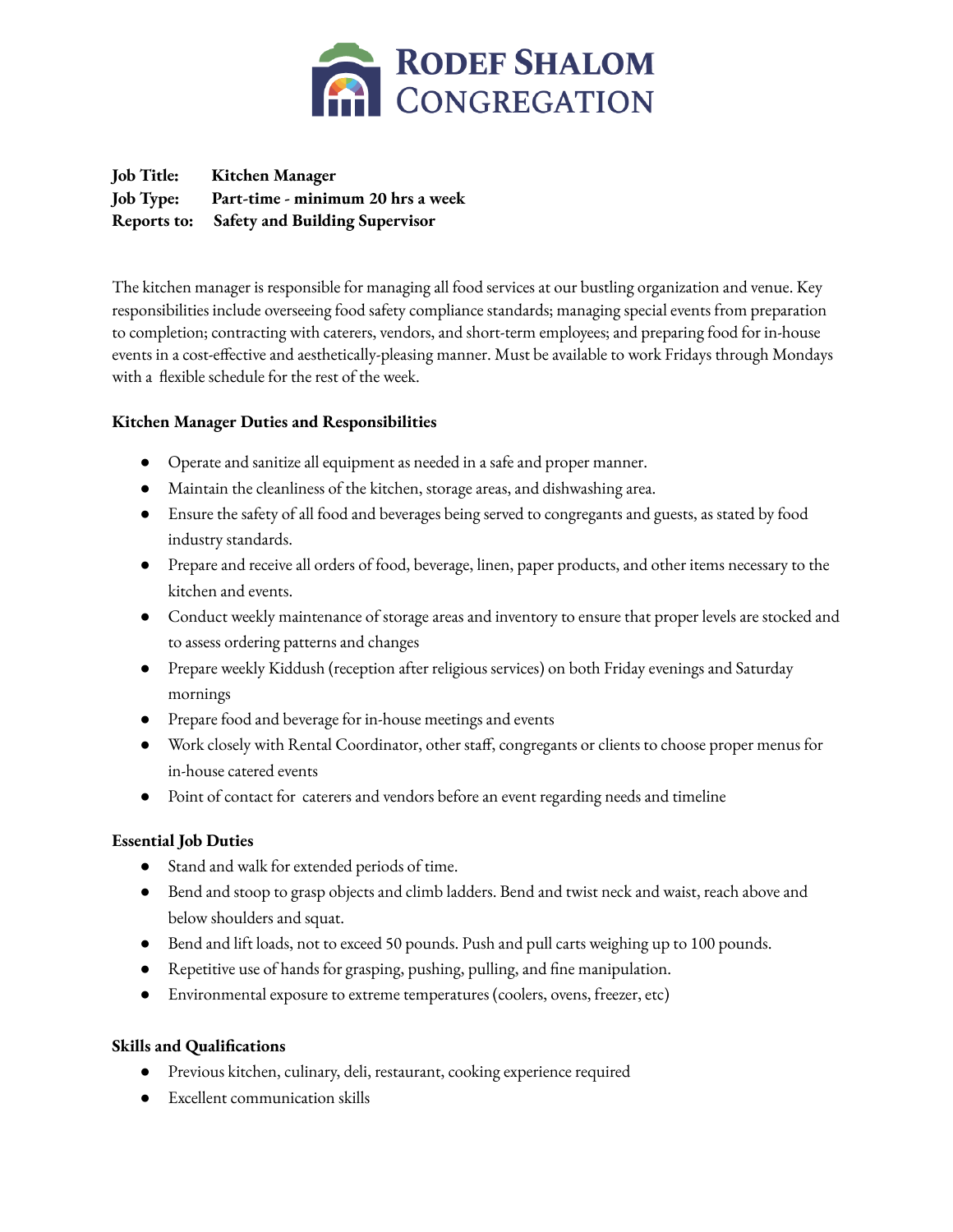# RODEF SHALOM CONGREGATION

**Job Title:** **Kitchen Manager**
**Job Type:** **Part-time - minimum 20 hrs a week**
**Reports to:** **Safety and Building Supervisor**

The kitchen manager is responsible for managing all food services at our bustling organization and venue. Key responsibilities include overseeing food safety compliance standards; managing special events from preparation to completion; contracting with caterers, vendors, and short-term employees; and preparing food for in-house events in a cost-effective and aesthetically-pleasing manner. Must be available to work Fridays through Mondays with a flexible schedule for the rest of the week.

**Kitchen Manager Duties and Responsibilities**

- Operate and sanitize all equipment as needed in a safe and proper manner.
- Maintain the cleanliness of the kitchen, storage areas, and dishwashing area.
- Ensure the safety of all food and beverages being served to congregants and guests, as stated by food industry standards.
- Prepare and receive all orders of food, beverage, linen, paper products, and other items necessary to the kitchen and events.
- Conduct weekly maintenance of storage areas and inventory to ensure that proper levels are stocked and to assess ordering patterns and changes
- Prepare weekly Kiddush (reception after religious services) on both Friday evenings and Saturday mornings
- Prepare food and beverage for in-house meetings and events
- Work closely with Rental Coordinator, other staff, congregants or clients to choose proper menus for in-house catered events
- Point of contact for caterers and vendors before an event regarding needs and timeline

**Essential Job Duties**

- Stand and walk for extended periods of time.
- Bend and stoop to grasp objects and climb ladders. Bend and twist neck and waist, reach above and below shoulders and squat.
- Bend and lift loads, not to exceed 50 pounds. Push and pull carts weighing up to 100 pounds.
- Repetitive use of hands for grasping, pushing, pulling, and fine manipulation.
- Environmental exposure to extreme temperatures (coolers, ovens, freezer, etc)

**Skills and Qualifications**

- Previous kitchen, culinary, deli, restaurant, cooking experience required
- Excellent communication skills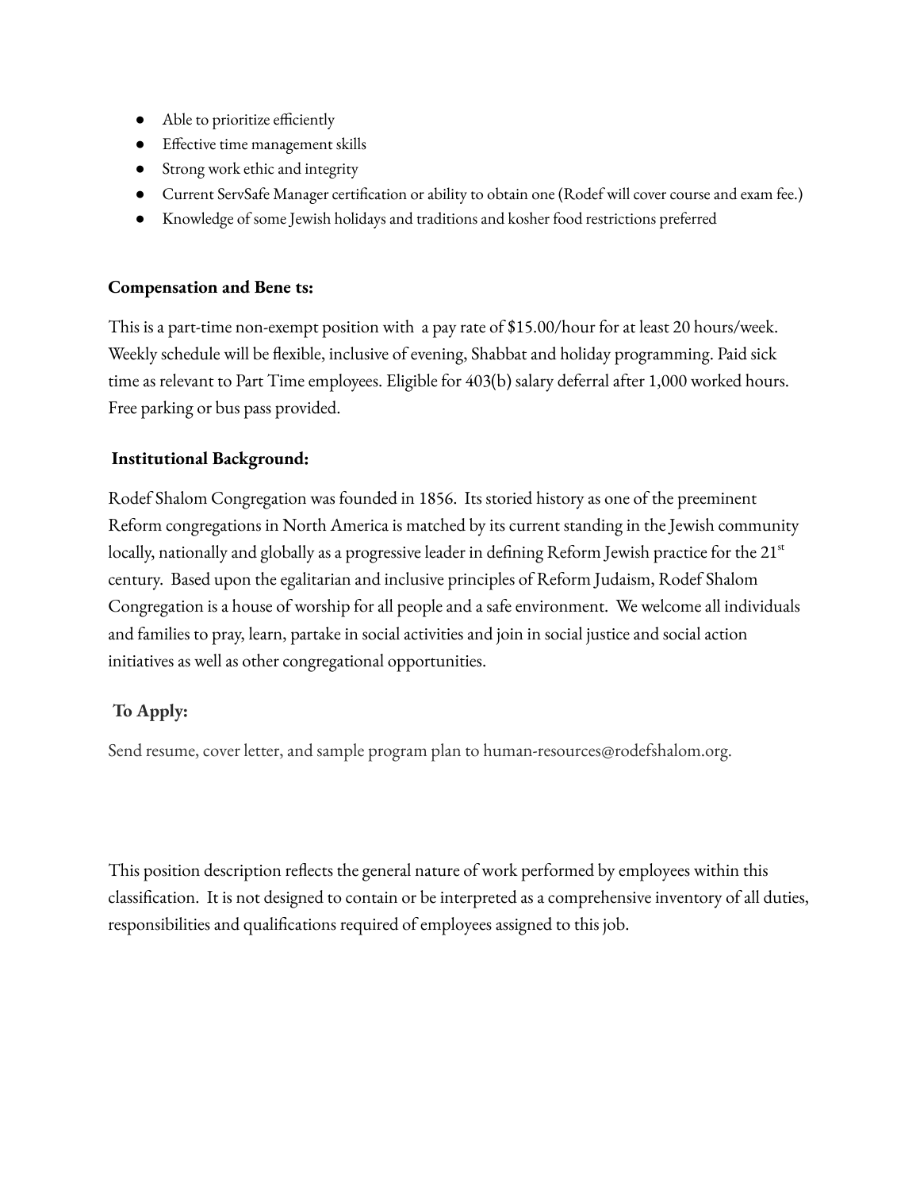- Able to prioritize efficiently
- Effective time management skills
- Strong work ethic and integrity
- Current ServSafe Manager certification or ability to obtain one (Rodef will cover course and exam fee.)
- Knowledge of some Jewish holidays and traditions and kosher food restrictions preferred

**Compensation and Bene ts:**

This is a part-time non-exempt position with a pay rate of $15.00/hour for at least 20 hours/week. Weekly schedule will be flexible, inclusive of evening, Shabbat and holiday programming. Paid sick time as relevant to Part Time employees. Eligible for 403(b) salary deferral after 1,000 worked hours. Free parking or bus pass provided.

**Institutional Background:**

Rodef Shalom Congregation was founded in 1856. Its storied history as one of the preeminent Reform congregations in North America is matched by its current standing in the Jewish community locally, nationally and globally as a progressive leader in defining Reform Jewish practice for the 21st century. Based upon the egalitarian and inclusive principles of Reform Judaism, Rodef Shalom Congregation is a house of worship for all people and a safe environment. We welcome all individuals and families to pray, learn, partake in social activities and join in social justice and social action initiatives as well as other congregational opportunities.

**To Apply:**

Send resume, cover letter, and sample program plan to human-resources@rodefshalom.org.

This position description reflects the general nature of work performed by employees within this classification. It is not designed to contain or be interpreted as a comprehensive inventory of all duties, responsibilities and qualifications required of employees assigned to this job.